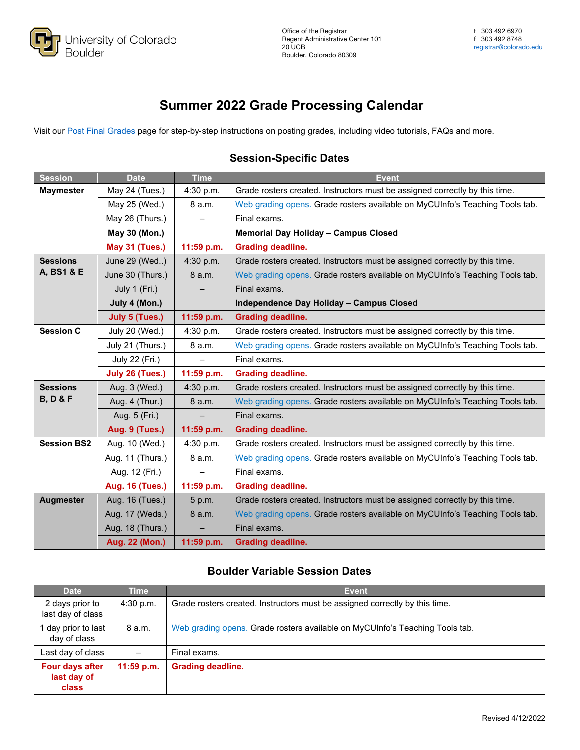University of Colorado Boulder

Office of the Registrar
Regent Administrative Center 101
20 UCB
Boulder, Colorado 80309

t 303 492 6970
f 303 492 8748
registrar@colorado.edu

# Summer 2022 Grade Processing Calendar

Visit our Post Final Grades page for step-by-step instructions on posting grades, including video tutorials, FAQs and more.

## Session-Specific Dates

| Session | Date | Time | Event |
|---|---|---|---|
| **Maymester** | May 24 (Tues.) | 4:30 p.m. | Grade rosters created. Instructors must be assigned correctly by this time. |
| | May 25 (Wed.) | 8 a.m. | Web grading opens. Grade rosters available on MyCUInfo's Teaching Tools tab. |
| | May 26 (Thurs.) | – | Final exams. |
| | **May 30 (Mon.)** | | **Memorial Day Holiday – Campus Closed** |
| | **May 31 (Tues.)** | **11:59 p.m.** | **Grading deadline.** |
| **Sessions A, BS1 & E** | June 29 (Wed..) | 4:30 p.m. | Grade rosters created. Instructors must be assigned correctly by this time. |
| | June 30 (Thurs.) | 8 a.m. | Web grading opens. Grade rosters available on MyCUInfo's Teaching Tools tab. |
| | July 1 (Fri.) | – | Final exams. |
| | **July 4 (Mon.)** | | **Independence Day Holiday – Campus Closed** |
| | **July 5 (Tues.)** | **11:59 p.m.** | **Grading deadline.** |
| **Session C** | July 20 (Wed.) | 4:30 p.m. | Grade rosters created. Instructors must be assigned correctly by this time. |
| | July 21 (Thurs.) | 8 a.m. | Web grading opens. Grade rosters available on MyCUInfo's Teaching Tools tab. |
| | July 22 (Fri.) | – | Final exams. |
| | **July 26 (Tues.)** | **11:59 p.m.** | **Grading deadline.** |
| **Sessions B, D & F** | Aug. 3 (Wed.) | 4:30 p.m. | Grade rosters created. Instructors must be assigned correctly by this time. |
| | Aug. 4 (Thur.) | 8 a.m. | Web grading opens. Grade rosters available on MyCUInfo's Teaching Tools tab. |
| | Aug. 5 (Fri.) | – | Final exams. |
| | **Aug. 9 (Tues.)** | **11:59 p.m.** | **Grading deadline.** |
| **Session BS2** | Aug. 10 (Wed.) | 4:30 p.m. | Grade rosters created. Instructors must be assigned correctly by this time. |
| | Aug. 11 (Thurs.) | 8 a.m. | Web grading opens. Grade rosters available on MyCUInfo's Teaching Tools tab. |
| | Aug. 12 (Fri.) | – | Final exams. |
| | **Aug. 16 (Tues.)** | **11:59 p.m.** | **Grading deadline.** |
| **Augmester** | Aug. 16 (Tues.) | 5 p.m. | Grade rosters created. Instructors must be assigned correctly by this time. |
| | Aug. 17 (Weds.) | 8 a.m. | Web grading opens. Grade rosters available on MyCUInfo's Teaching Tools tab. |
| | Aug. 18 (Thurs.) | – | Final exams. |
| | **Aug. 22 (Mon.)** | **11:59 p.m.** | **Grading deadline.** |

## Boulder Variable Session Dates

| Date | Time | Event |
|---|---|---|
| 2 days prior to last day of class | 4:30 p.m. | Grade rosters created. Instructors must be assigned correctly by this time. |
| 1 day prior to last day of class | 8 a.m. | Web grading opens. Grade rosters available on MyCUInfo's Teaching Tools tab. |
| Last day of class | – | Final exams. |
| **Four days after last day of class** | **11:59 p.m.** | **Grading deadline.** |

Revised 4/12/2022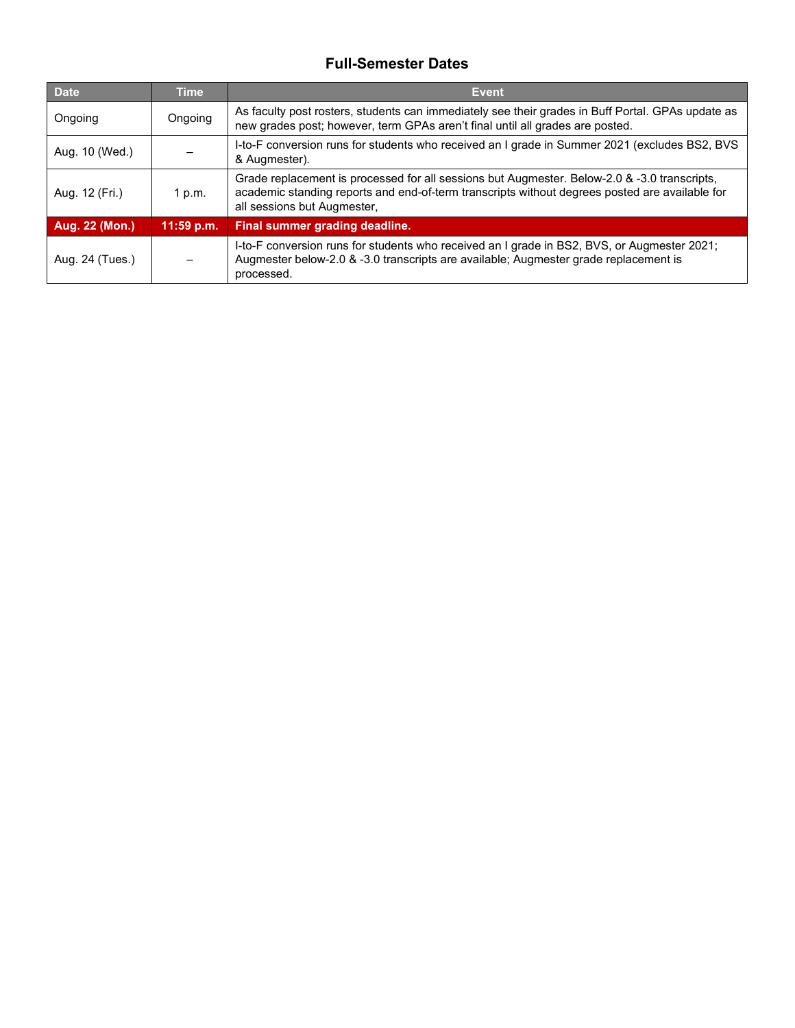### Full-Semester Dates

| Date | Time | Event |
|---|---|---|
| Ongoing | Ongoing | As faculty post rosters, students can immediately see their grades in Buff Portal. GPAs update as new grades post; however, term GPAs aren't final until all grades are posted. |
| Aug. 10 (Wed.) | – | I-to-F conversion runs for students who received an I grade in Summer 2021 (excludes BS2, BVS & Augmester). |
| Aug. 12 (Fri.) | 1 p.m. | Grade replacement is processed for all sessions but Augmester. Below-2.0 & -3.0 transcripts, academic standing reports and end-of-term transcripts without degrees posted are available for all sessions but Augmester, |
| **Aug. 22 (Mon.)** | **11:59 p.m.** | **Final summer grading deadline.** |
| Aug. 24 (Tues.) | – | I-to-F conversion runs for students who received an I grade in BS2, BVS, or Augmester 2021; Augmester below-2.0 & -3.0 transcripts are available; Augmester grade replacement is processed. |